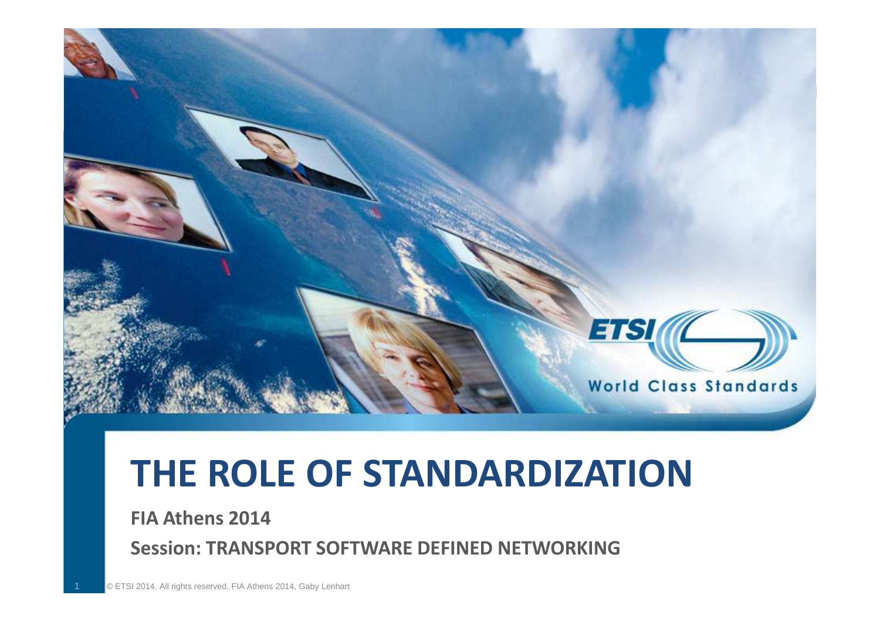# THE ROLE OF STANDARDIZATION

**FIA Athens 2014**

**Session: TRANSPORT SOFTWARE DEFINED NETWORKING**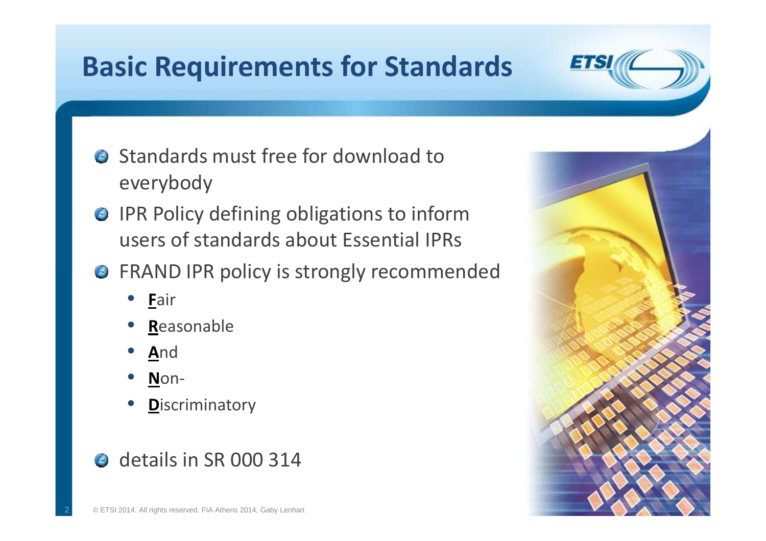# Basic Requirements for Standards

- Standards must free for download to everybody
- IPR Policy defining obligations to inform users of standards about Essential IPRs
- FRAND IPR policy is strongly recommended
  - **F**air
  - **R**easonable
  - **A**nd
  - **N**on-
  - **D**iscriminatory
- details in SR 000 314

© ETSI 2014. All rights reserved. FIA Athens 2014, Gaby Lenhart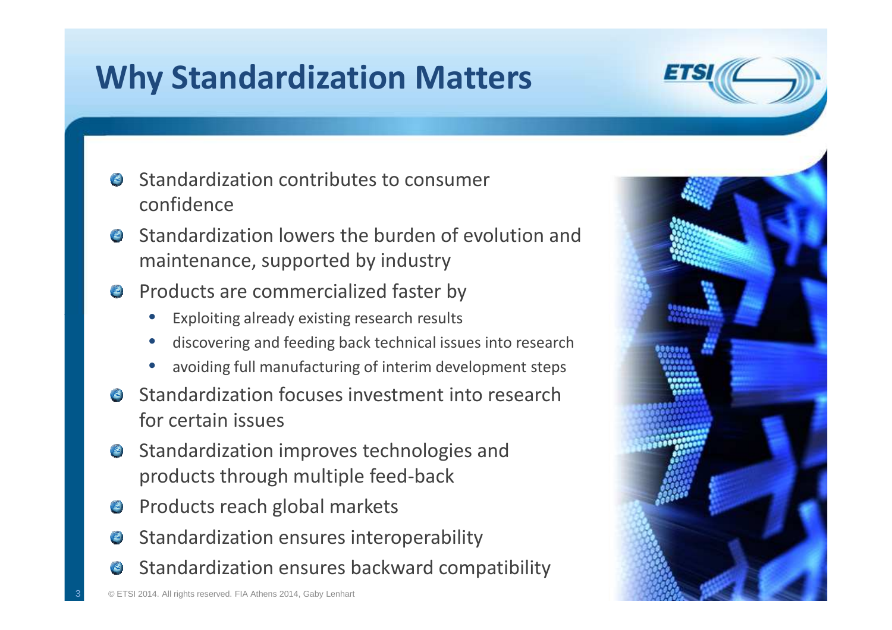# Why Standardization Matters

- Standardization contributes to consumer confidence
- Standardization lowers the burden of evolution and maintenance, supported by industry
- Products are commercialized faster by
  - Exploiting already existing research results
  - discovering and feeding back technical issues into research
  - avoiding full manufacturing of interim development steps
- Standardization focuses investment into research for certain issues
- Standardization improves technologies and products through multiple feed-back
- Products reach global markets
- Standardization ensures interoperability
- Standardization ensures backward compatibility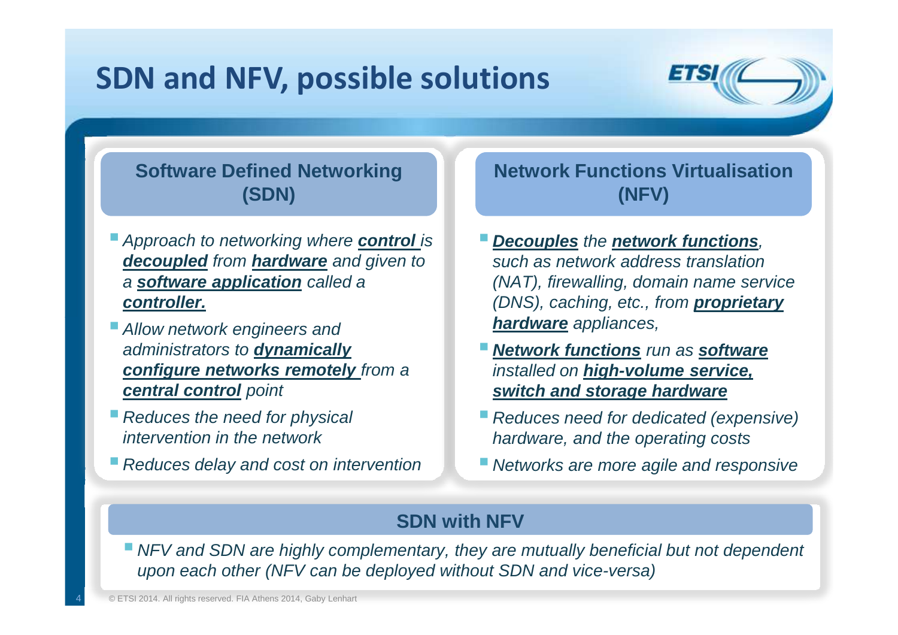# SDN and NFV, possible solutions

## Software Defined Networking (SDN)

- *Approach to networking where **control** is **decoupled** from **hardware** and given to a **software application** called a **controller.***
- *Allow network engineers and administrators to **dynamically configure networks remotely** from a **central control** point*
- *Reduces the need for physical intervention in the network*
- *Reduces delay and cost on intervention*

## Network Functions Virtualisation (NFV)

- ***Decouples** the **network functions**, such as network address translation (NAT), firewalling, domain name service (DNS), caching, etc., from **proprietary hardware** appliances,*
- ***Network functions** run as **software** installed on **high-volume service, switch and storage hardware***
- *Reduces need for dedicated (expensive) hardware, and the operating costs*
- *Networks are more agile and responsive*

## SDN with NFV

- *NFV and SDN are highly complementary, they are mutually beneficial but not dependent upon each other (NFV can be deployed without SDN and vice-versa)*

© ETSI 2014. All rights reserved. FIA Athens 2014, Gaby Lenhart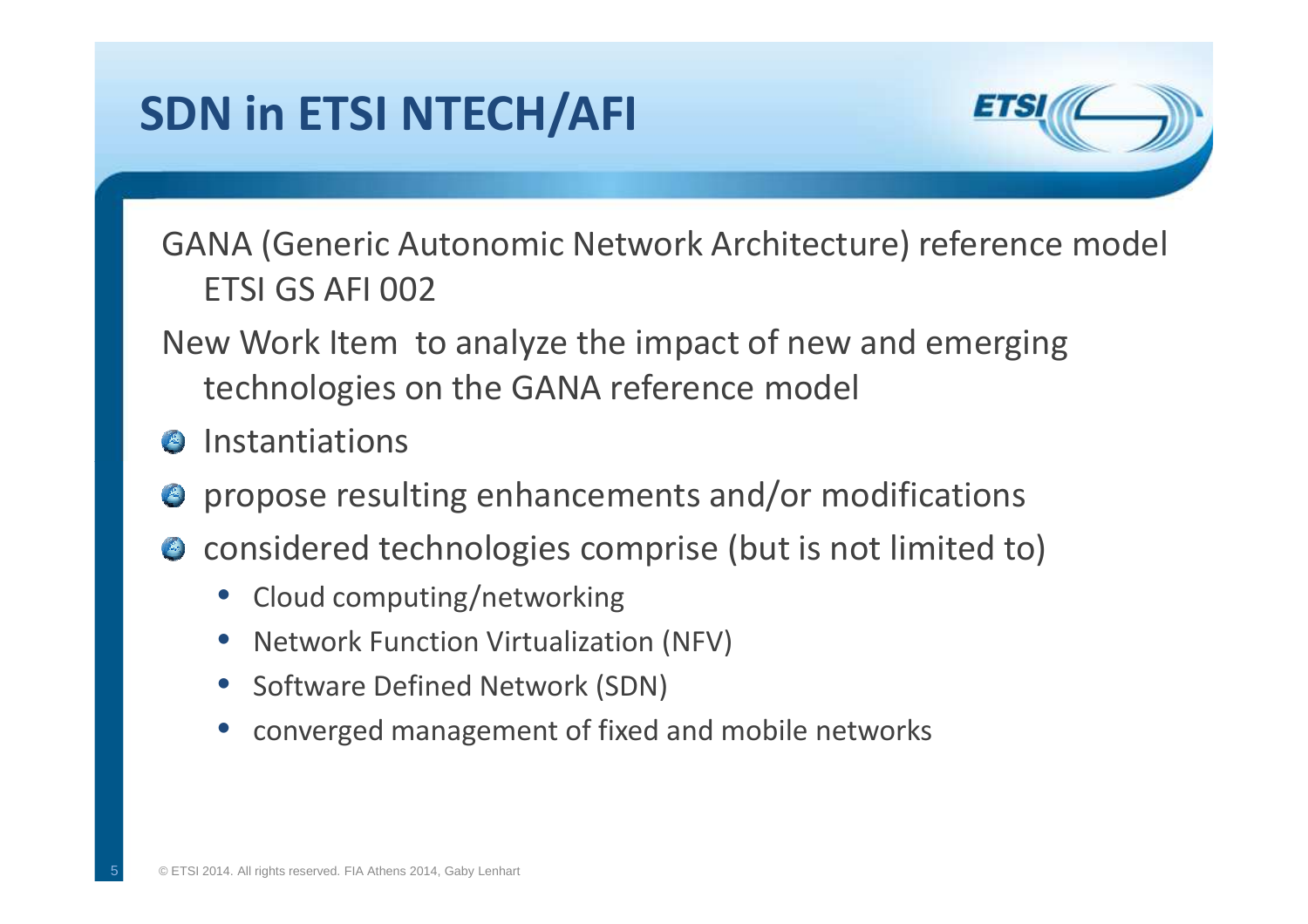# SDN in ETSI NTECH/AFI

GANA (Generic Autonomic Network Architecture) reference model ETSI GS AFI 002

New Work Item to analyze the impact of new and emerging technologies on the GANA reference model

- Instantiations
- propose resulting enhancements and/or modifications
- considered technologies comprise (but is not limited to)
  - Cloud computing/networking
  - Network Function Virtualization (NFV)
  - Software Defined Network (SDN)
  - converged management of fixed and mobile networks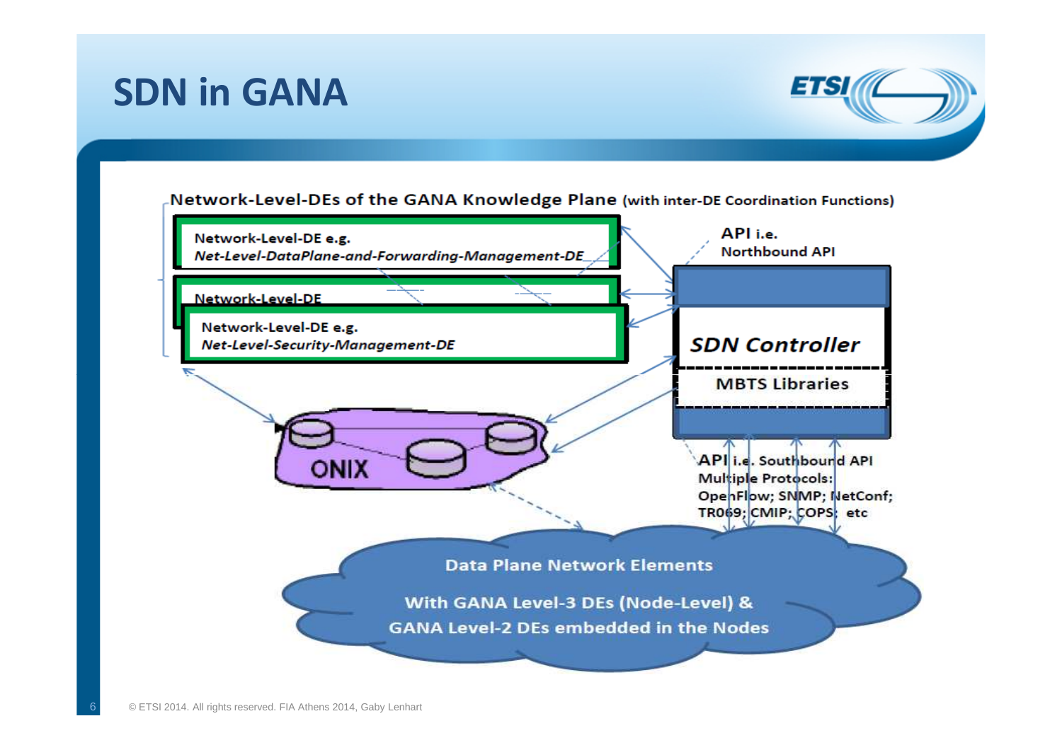# SDN in GANA

Network-Level-DEs of the GANA Knowledge Plane (with inter-DE Coordination Functions)

Network-Level-DE e.g.
*Net-Level-DataPlane-and-Forwarding-Management-DE*

Network-Level-DE

Network-Level-DE e.g.
*Net-Level-Security-Management-DE*

API i.e.
Northbound API

*SDN Controller*

MBTS Libraries

ONIX

API i.e. Southbound API
Multiple Protocols:
OpenFlow; SNMP; NetConf;
TR069; CMIP; COPS; etc

Data Plane Network Elements

With GANA Level-3 DEs (Node-Level) &
GANA Level-2 DEs embedded in the Nodes

© ETSI 2014. All rights reserved. FIA Athens 2014, Gaby Lenhart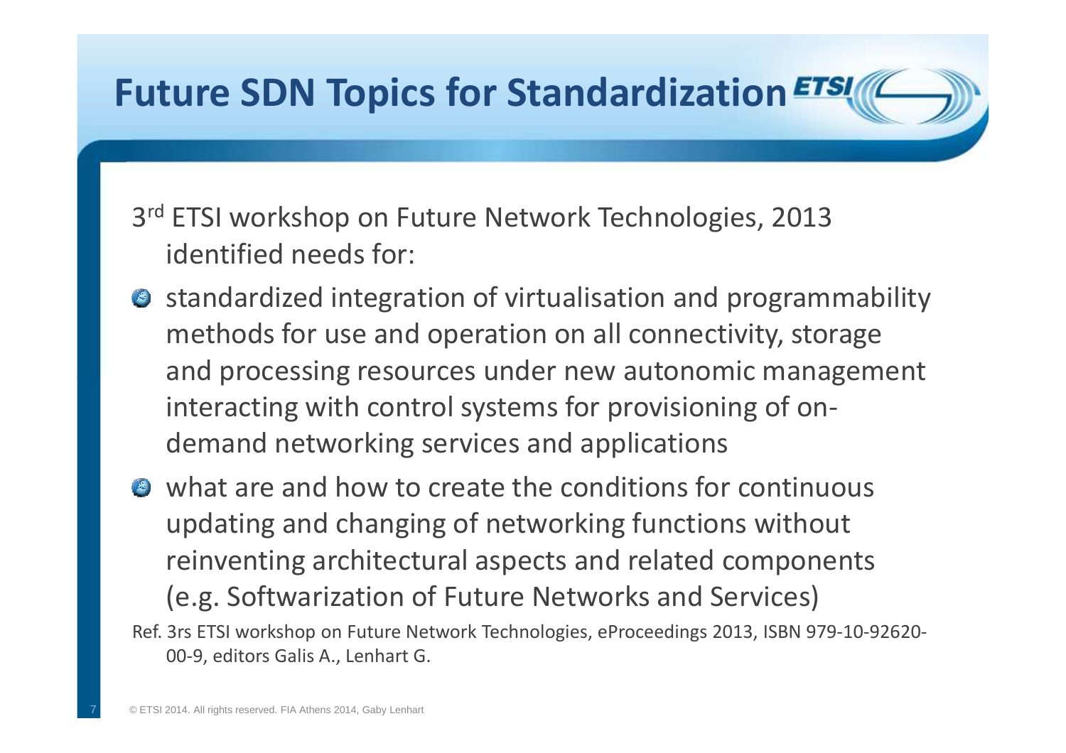# Future SDN Topics for Standardization

3rd ETSI workshop on Future Network Technologies, 2013 identified needs for:

- standardized integration of virtualisation and programmability methods for use and operation on all connectivity, storage and processing resources under new autonomic management interacting with control systems for provisioning of on-demand networking services and applications
- what are and how to create the conditions for continuous updating and changing of networking functions without reinventing architectural aspects and related components (e.g. Softwarization of Future Networks and Services)

Ref. 3rs ETSI workshop on Future Network Technologies, eProceedings 2013, ISBN 979-10-92620-00-9, editors Galis A., Lenhart G.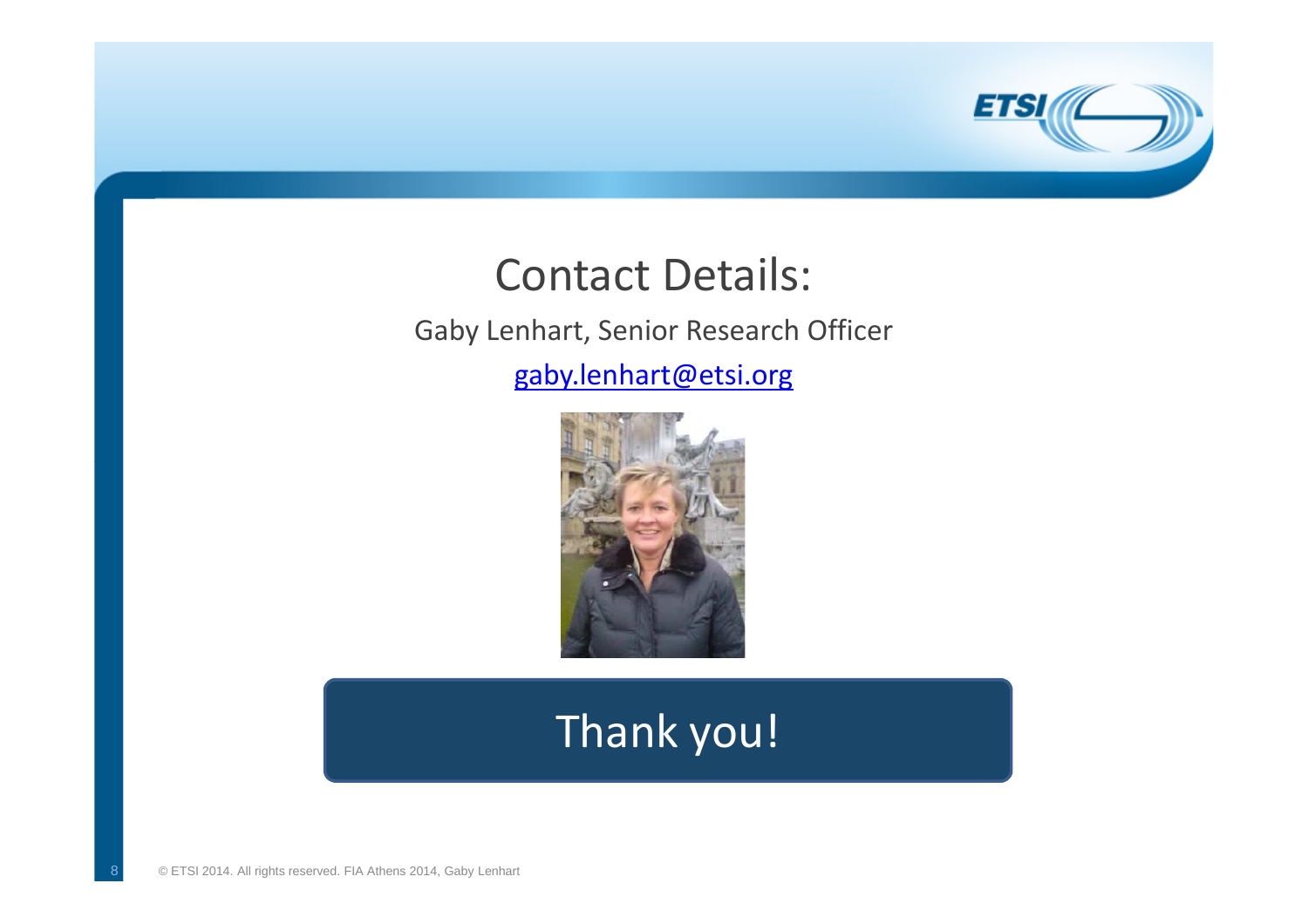# Contact Details:

Gaby Lenhart, Senior Research Officer

gaby.lenhart@etsi.org

Thank you!